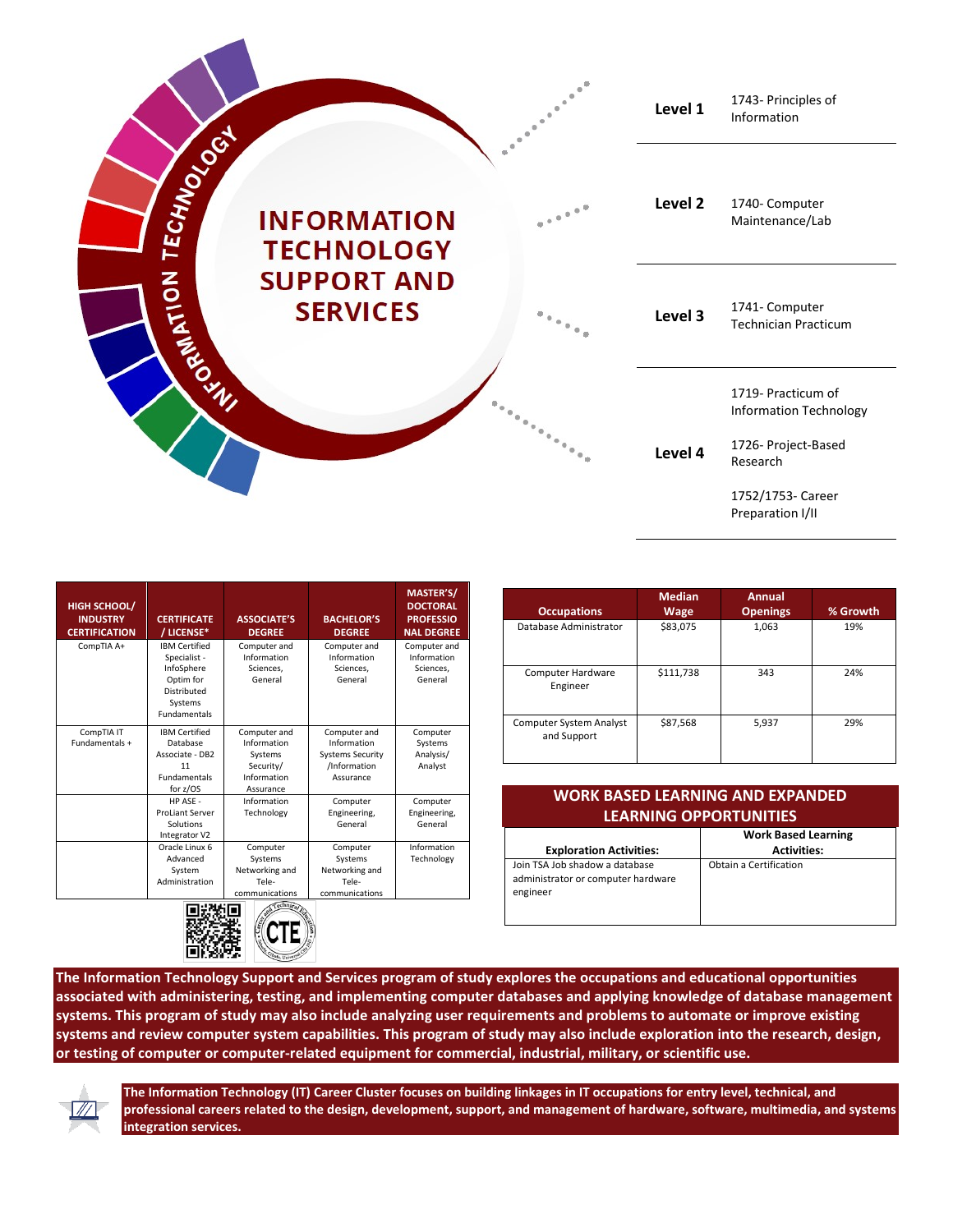# INFORMATION TECHNOLOGY SUPPORT AND SERVICES

INFORMATION TECHNOLOGY

| Level | Courses |
|---|---|
| **Level 1** | 1743- Principles of Information |
| **Level 2** | 1740- Computer Maintenance/Lab |
| **Level 3** | 1741- Computer Technician Practicum |
| **Level 4** | 1719- Practicum of Information Technology<br>1726- Project-Based Research<br>1752/1753- Career Preparation I/II |

| HIGH SCHOOL/ INDUSTRY CERTIFICATION | CERTIFICATE / LICENSE* | ASSOCIATE'S DEGREE | BACHELOR'S DEGREE | MASTER'S/ DOCTORAL PROFESSIONAL DEGREE |
|---|---|---|---|---|
| CompTIA A+ | IBM Certified Specialist - InfoSphere Optim for Distributed Systems Fundamentals | Computer and Information Sciences, General | Computer and Information Sciences, General | Computer and Information Sciences, General |
| CompTIA IT Fundamentals + | IBM Certified Database Associate - DB2 11 Fundamentals for z/OS | Computer and Information Systems Security/ Information Assurance | Computer and Information Systems Security /Information Assurance | Computer Systems Analysis/ Analyst |
| | HP ASE - ProLiant Server Solutions Integrator V2 | Information Technology | Computer Engineering, General | Computer Engineering, General |
| | Oracle Linux 6 Advanced System Administration | Computer Systems Networking and Tele-communications | Computer Systems Networking and Tele-communications | Information Technology |

| Occupations | Median Wage | Annual Openings | % Growth |
|---|---|---|---|
| Database Administrator | $83,075 | 1,063 | 19% |
| Computer Hardware Engineer | $111,738 | 343 | 24% |
| Computer System Analyst and Support | $87,568 | 5,937 | 29% |

## WORK BASED LEARNING AND EXPANDED LEARNING OPPORTUNITIES

| Exploration Activities: | Work Based Learning Activities: |
|---|---|
| Join TSA Job shadow a database administrator or computer hardware engineer | Obtain a Certification |

**The Information Technology Support and Services program of study explores the occupations and educational opportunities associated with administering, testing, and implementing computer databases and applying knowledge of database management systems. This program of study may also include analyzing user requirements and problems to automate or improve existing systems and review computer system capabilities. This program of study may also include exploration into the research, design, or testing of computer or computer-related equipment for commercial, industrial, military, or scientific use.**

**The Information Technology (IT) Career Cluster focuses on building linkages in IT occupations for entry level, technical, and professional careers related to the design, development, support, and management of hardware, software, multimedia, and systems integration services.**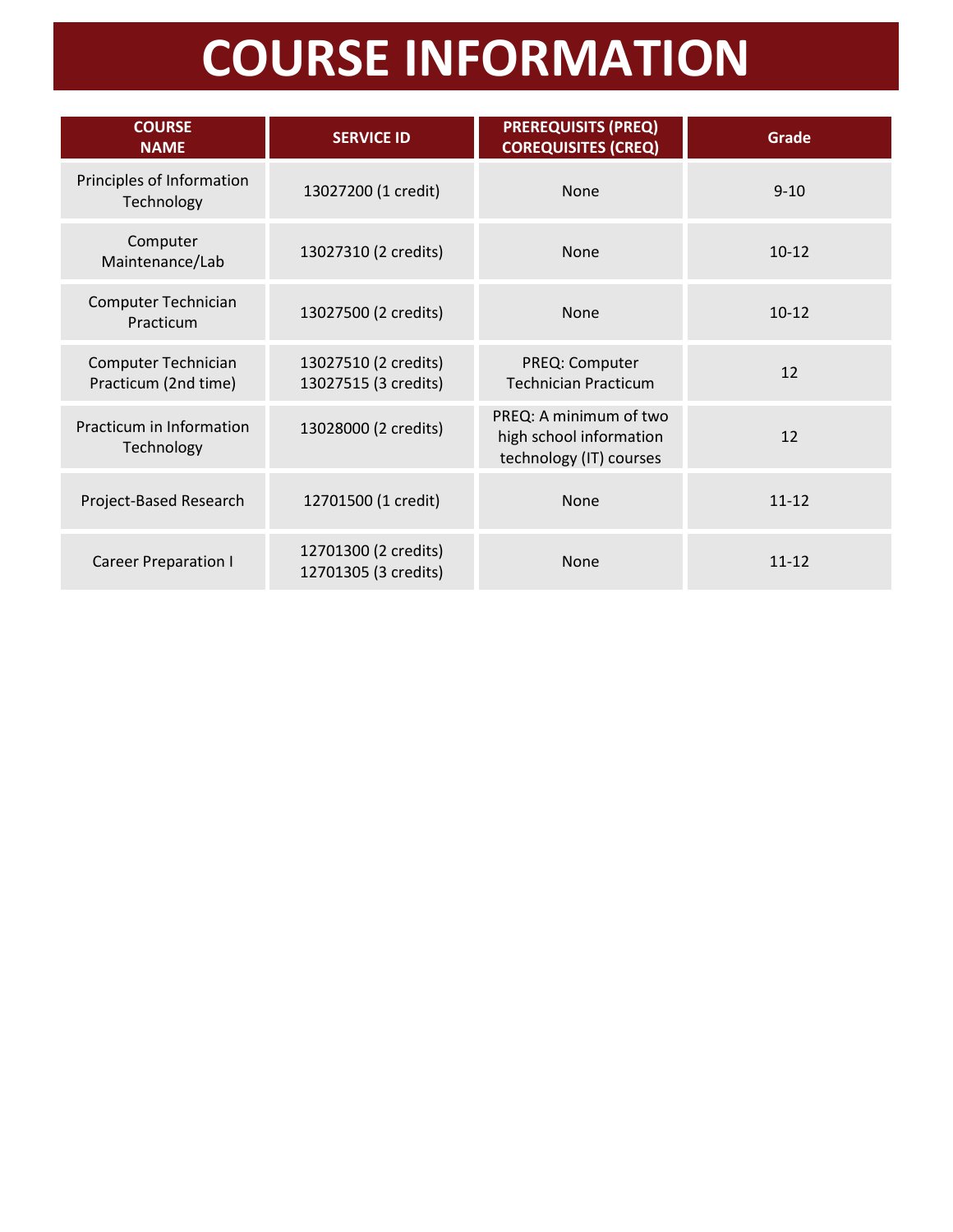# COURSE INFORMATION

| COURSE NAME | SERVICE ID | PREREQUISITS (PREQ) COREQUISITES (CREQ) | Grade |
|---|---|---|---|
| Principles of Information Technology | 13027200 (1 credit) | None | 9-10 |
| Computer Maintenance/Lab | 13027310 (2 credits) | None | 10-12 |
| Computer Technician Practicum | 13027500 (2 credits) | None | 10-12 |
| Computer Technician Practicum (2nd time) | 13027510 (2 credits) 13027515 (3 credits) | PREQ: Computer Technician Practicum | 12 |
| Practicum in Information Technology | 13028000 (2 credits) | PREQ: A minimum of two high school information technology (IT) courses | 12 |
| Project-Based Research | 12701500 (1 credit) | None | 11-12 |
| Career Preparation I | 12701300 (2 credits) 12701305 (3 credits) | None | 11-12 |